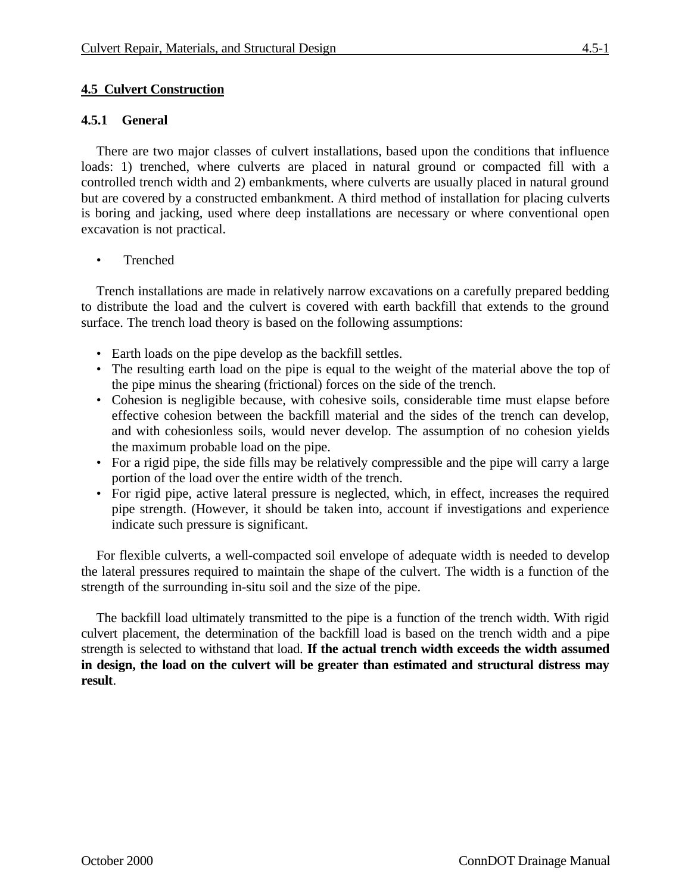## 4.5 Culvert Construction

### 4.5.1 General

There are two major classes of culvert installations, based upon the conditions that influence loads: 1) trenched, where culverts are placed in natural ground or compacted fill with a controlled trench width and 2) embankments, where culverts are usually placed in natural ground but are covered by a constructed embankment. A third method of installation for placing culverts is boring and jacking, used where deep installations are necessary or where conventional open excavation is not practical.

- Trenched

Trench installations are made in relatively narrow excavations on a carefully prepared bedding to distribute the load and the culvert is covered with earth backfill that extends to the ground surface. The trench load theory is based on the following assumptions:

- Earth loads on the pipe develop as the backfill settles.
- The resulting earth load on the pipe is equal to the weight of the material above the top of the pipe minus the shearing (frictional) forces on the side of the trench.
- Cohesion is negligible because, with cohesive soils, considerable time must elapse before effective cohesion between the backfill material and the sides of the trench can develop, and with cohesionless soils, would never develop. The assumption of no cohesion yields the maximum probable load on the pipe.
- For a rigid pipe, the side fills may be relatively compressible and the pipe will carry a large portion of the load over the entire width of the trench.
- For rigid pipe, active lateral pressure is neglected, which, in effect, increases the required pipe strength. (However, it should be taken into, account if investigations and experience indicate such pressure is significant.

For flexible culverts, a well-compacted soil envelope of adequate width is needed to develop the lateral pressures required to maintain the shape of the culvert. The width is a function of the strength of the surrounding in-situ soil and the size of the pipe.

The backfill load ultimately transmitted to the pipe is a function of the trench width. With rigid culvert placement, the determination of the backfill load is based on the trench width and a pipe strength is selected to withstand that load. **If the actual trench width exceeds the width assumed in design, the load on the culvert will be greater than estimated and structural distress may result**.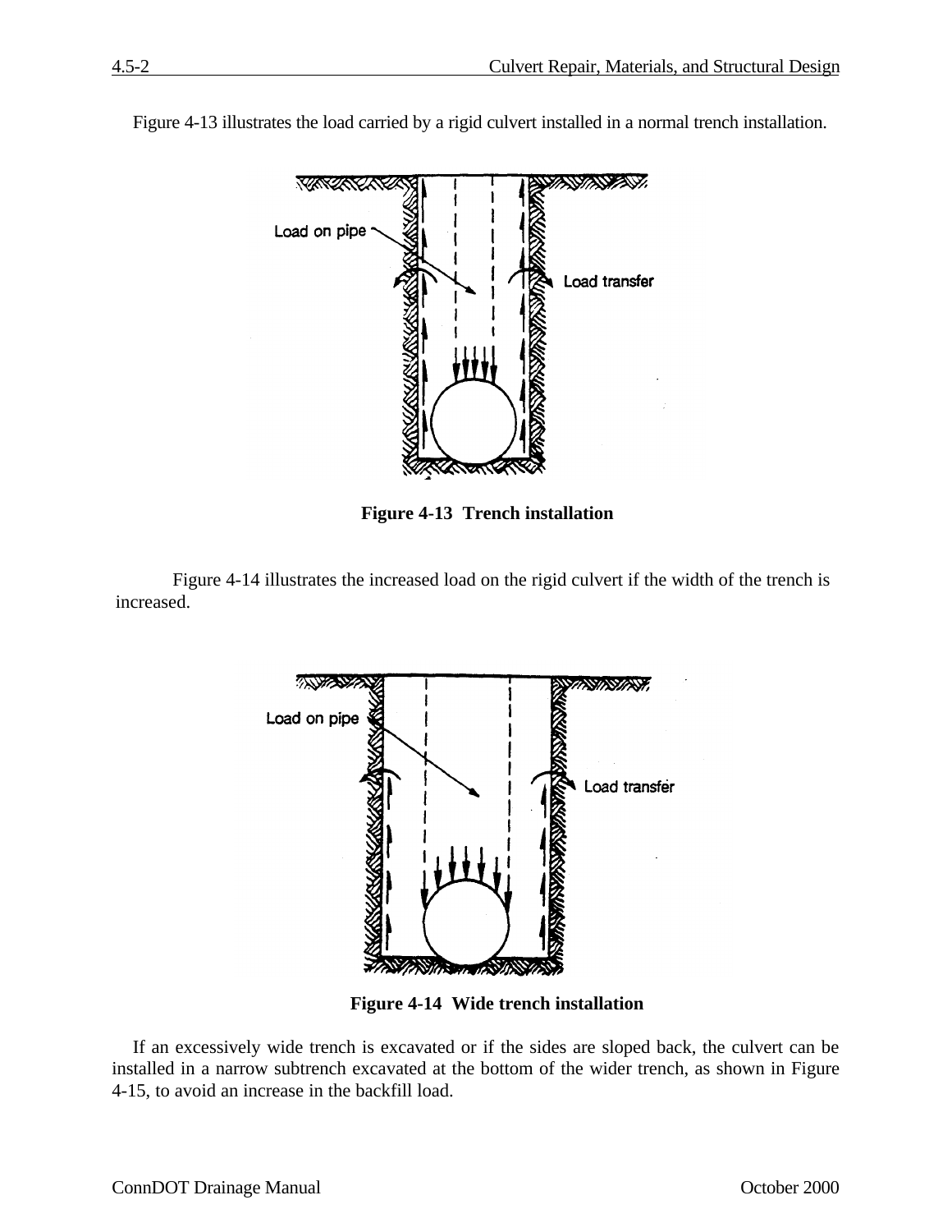Figure 4-13 illustrates the load carried by a rigid culvert installed in a normal trench installation.

Load on pipe

Load transfer

**Figure 4-13 Trench installation**

Figure 4-14 illustrates the increased load on the rigid culvert if the width of the trench is increased.

Load on pipe

Load transfer

**Figure 4-14 Wide trench installation**

If an excessively wide trench is excavated or if the sides are sloped back, the culvert can be installed in a narrow subtrench excavated at the bottom of the wider trench, as shown in Figure 4-15, to avoid an increase in the backfill load.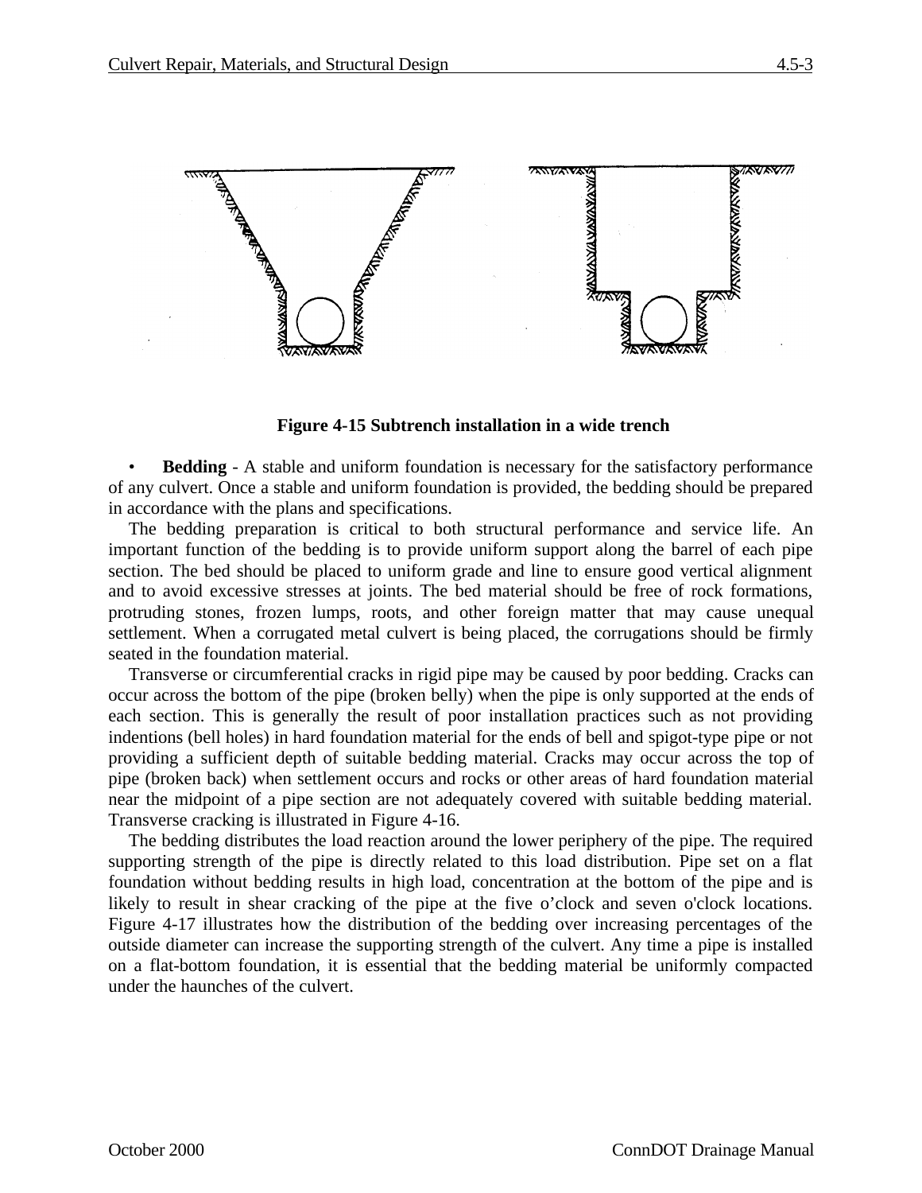**Figure 4-15 Subtrench installation in a wide trench**

- **Bedding** - A stable and uniform foundation is necessary for the satisfactory performance of any culvert. Once a stable and uniform foundation is provided, the bedding should be prepared in accordance with the plans and specifications.

The bedding preparation is critical to both structural performance and service life. An important function of the bedding is to provide uniform support along the barrel of each pipe section. The bed should be placed to uniform grade and line to ensure good vertical alignment and to avoid excessive stresses at joints. The bed material should be free of rock formations, protruding stones, frozen lumps, roots, and other foreign matter that may cause unequal settlement. When a corrugated metal culvert is being placed, the corrugations should be firmly seated in the foundation material.

Transverse or circumferential cracks in rigid pipe may be caused by poor bedding. Cracks can occur across the bottom of the pipe (broken belly) when the pipe is only supported at the ends of each section. This is generally the result of poor installation practices such as not providing indentions (bell holes) in hard foundation material for the ends of bell and spigot-type pipe or not providing a sufficient depth of suitable bedding material. Cracks may occur across the top of pipe (broken back) when settlement occurs and rocks or other areas of hard foundation material near the midpoint of a pipe section are not adequately covered with suitable bedding material. Transverse cracking is illustrated in Figure 4-16.

The bedding distributes the load reaction around the lower periphery of the pipe. The required supporting strength of the pipe is directly related to this load distribution. Pipe set on a flat foundation without bedding results in high load, concentration at the bottom of the pipe and is likely to result in shear cracking of the pipe at the five o'clock and seven o'clock locations. Figure 4-17 illustrates how the distribution of the bedding over increasing percentages of the outside diameter can increase the supporting strength of the culvert. Any time a pipe is installed on a flat-bottom foundation, it is essential that the bedding material be uniformly compacted under the haunches of the culvert.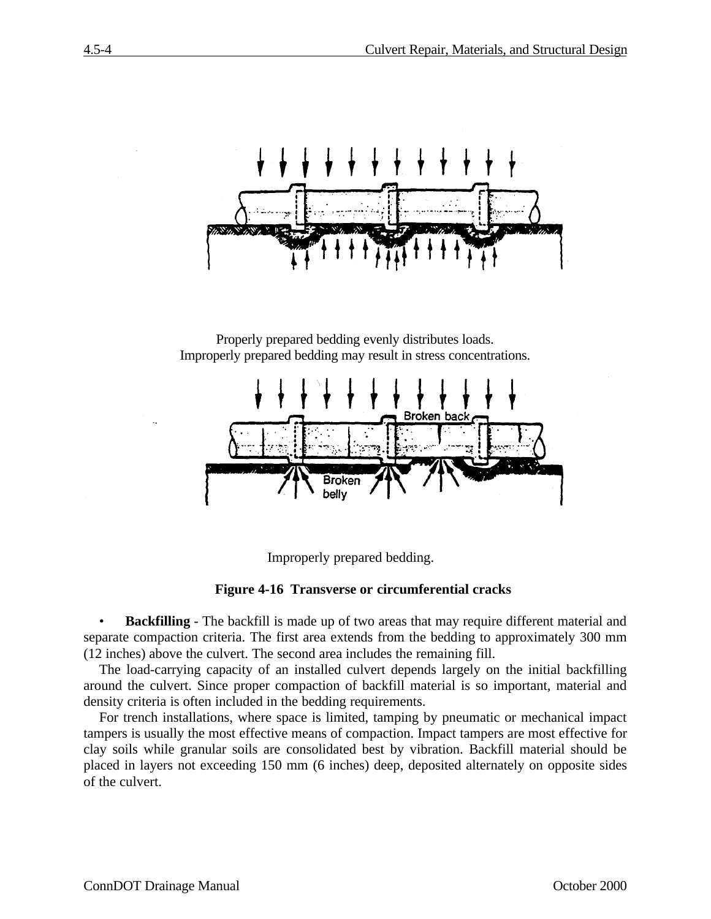Properly prepared bedding evenly distributes loads.
Improperly prepared bedding may result in stress concentrations.

Improperly prepared bedding.

**Figure 4-16 Transverse or circumferential cracks**

- **Backfilling** - The backfill is made up of two areas that may require different material and separate compaction criteria. The first area extends from the bedding to approximately 300 mm (12 inches) above the culvert. The second area includes the remaining fill.

The load-carrying capacity of an installed culvert depends largely on the initial backfilling around the culvert. Since proper compaction of backfill material is so important, material and density criteria is often included in the bedding requirements.

For trench installations, where space is limited, tamping by pneumatic or mechanical impact tampers is usually the most effective means of compaction. Impact tampers are most effective for clay soils while granular soils are consolidated best by vibration. Backfill material should be placed in layers not exceeding 150 mm (6 inches) deep, deposited alternately on opposite sides of the culvert.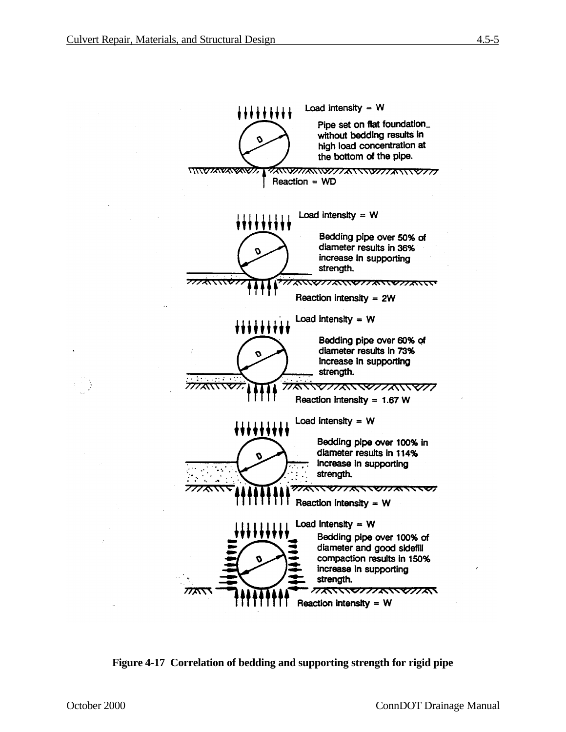Load intensity = W

Pipe set on flat foundation without bedding results in high load concentration at the bottom of the pipe.

Reaction = WD

Load intensity = W

Bedding pipe over 50% of diameter results in 36% increase in supporting strength.

Reaction intensity = 2W

Load intensity = W

Bedding pipe over 60% of diameter results in 73% increase in supporting strength.

Reaction intensity = 1.67 W

Load intensity = W

Bedding pipe over 100% in diameter results in 114% increase in supporting strength.

Reaction intensity = W

Load intensity = W

Bedding pipe over 100% of diameter and good sidefill compaction results in 150% increase in supporting strength.

Reaction intensity = W

**Figure 4-17 Correlation of bedding and supporting strength for rigid pipe**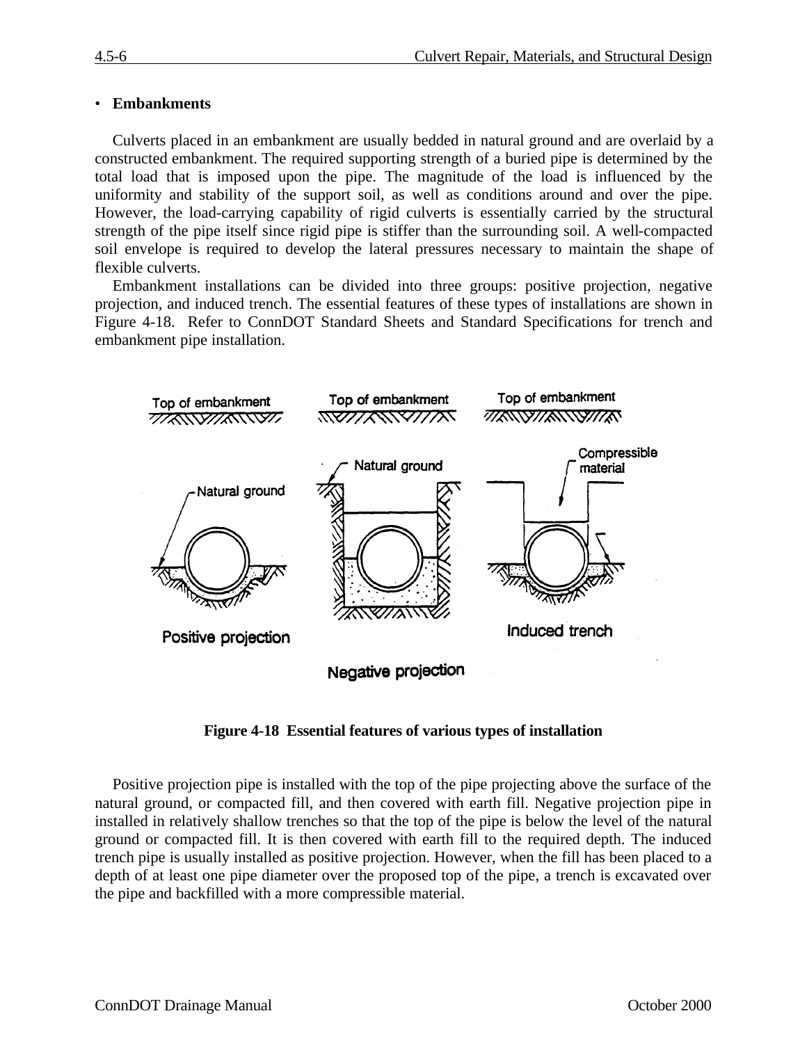- **Embankments**

Culverts placed in an embankment are usually bedded in natural ground and are overlaid by a constructed embankment. The required supporting strength of a buried pipe is determined by the total load that is imposed upon the pipe. The magnitude of the load is influenced by the uniformity and stability of the support soil, as well as conditions around and over the pipe. However, the load-carrying capability of rigid culverts is essentially carried by the structural strength of the pipe itself since rigid pipe is stiffer than the surrounding soil. A well-compacted soil envelope is required to develop the lateral pressures necessary to maintain the shape of flexible culverts.

Embankment installations can be divided into three groups: positive projection, negative projection, and induced trench. The essential features of these types of installations are shown in Figure 4-18. Refer to ConnDOT Standard Sheets and Standard Specifications for trench and embankment pipe installation.

**Figure 4-18 Essential features of various types of installation**

Positive projection pipe is installed with the top of the pipe projecting above the surface of the natural ground, or compacted fill, and then covered with earth fill. Negative projection pipe in installed in relatively shallow trenches so that the top of the pipe is below the level of the natural ground or compacted fill. It is then covered with earth fill to the required depth. The induced trench pipe is usually installed as positive projection. However, when the fill has been placed to a depth of at least one pipe diameter over the proposed top of the pipe, a trench is excavated over the pipe and backfilled with a more compressible material.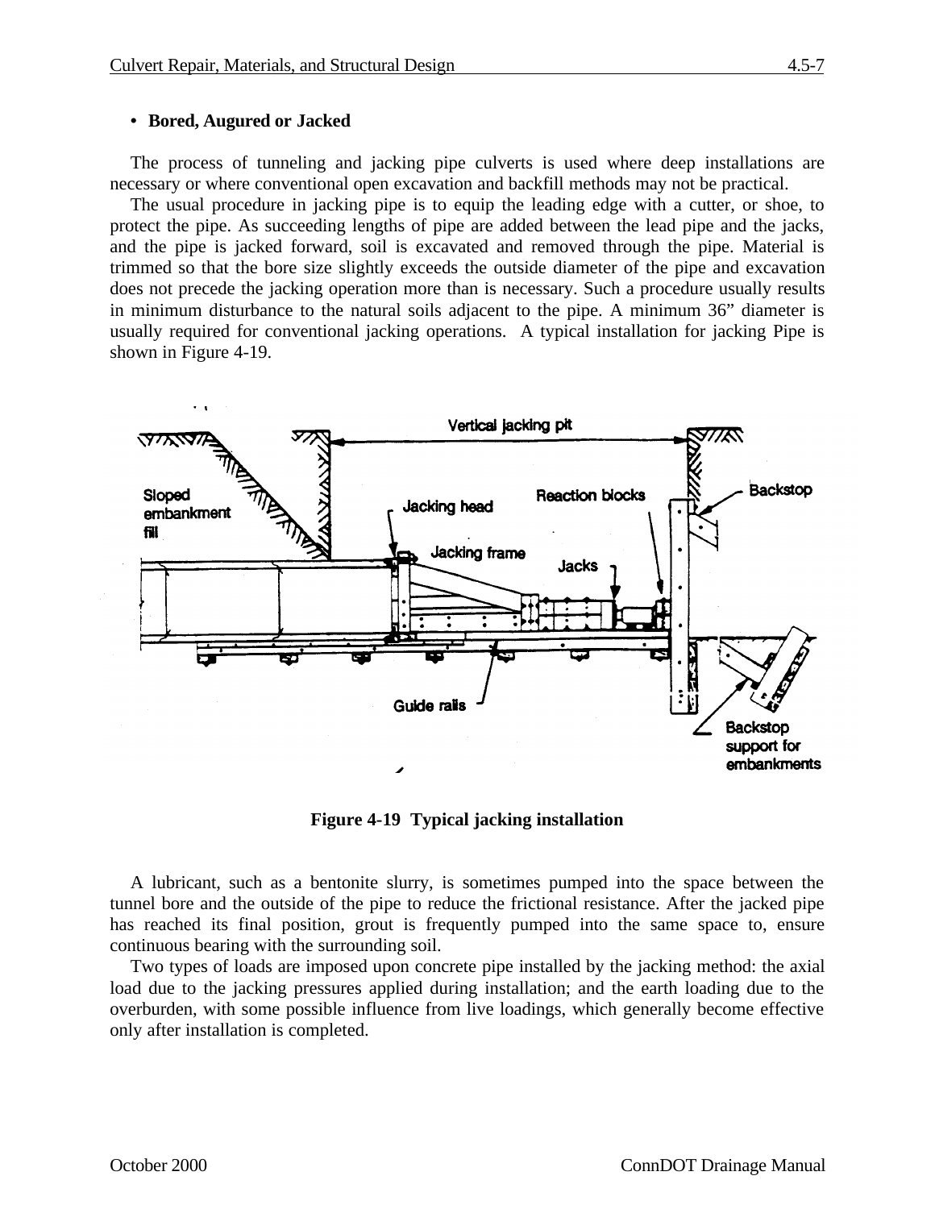- **Bored, Augured or Jacked**

The process of tunneling and jacking pipe culverts is used where deep installations are necessary or where conventional open excavation and backfill methods may not be practical.

The usual procedure in jacking pipe is to equip the leading edge with a cutter, or shoe, to protect the pipe. As succeeding lengths of pipe are added between the lead pipe and the jacks, and the pipe is jacked forward, soil is excavated and removed through the pipe. Material is trimmed so that the bore size slightly exceeds the outside diameter of the pipe and excavation does not precede the jacking operation more than is necessary. Such a procedure usually results in minimum disturbance to the natural soils adjacent to the pipe. A minimum 36" diameter is usually required for conventional jacking operations. A typical installation for jacking Pipe is shown in Figure 4-19.

**Figure 4-19 Typical jacking installation**

A lubricant, such as a bentonite slurry, is sometimes pumped into the space between the tunnel bore and the outside of the pipe to reduce the frictional resistance. After the jacked pipe has reached its final position, grout is frequently pumped into the same space to, ensure continuous bearing with the surrounding soil.

Two types of loads are imposed upon concrete pipe installed by the jacking method: the axial load due to the jacking pressures applied during installation; and the earth loading due to the overburden, with some possible influence from live loadings, which generally become effective only after installation is completed.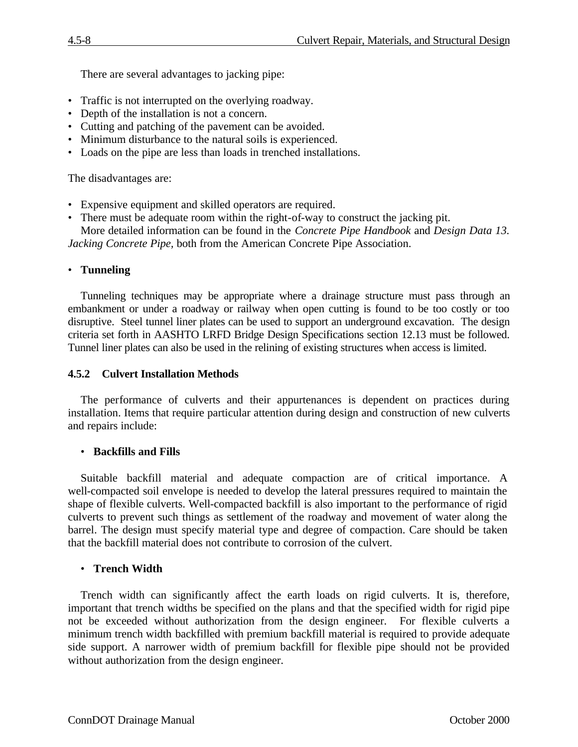There are several advantages to jacking pipe:

- Traffic is not interrupted on the overlying roadway.
- Depth of the installation is not a concern.
- Cutting and patching of the pavement can be avoided.
- Minimum disturbance to the natural soils is experienced.
- Loads on the pipe are less than loads in trenched installations.

The disadvantages are:

- Expensive equipment and skilled operators are required.
- There must be adequate room within the right-of-way to construct the jacking pit.

More detailed information can be found in the *Concrete Pipe Handbook* and *Design Data 13. Jacking Concrete Pipe,* both from the American Concrete Pipe Association.

- **Tunneling**

Tunneling techniques may be appropriate where a drainage structure must pass through an embankment or under a roadway or railway when open cutting is found to be too costly or too disruptive. Steel tunnel liner plates can be used to support an underground excavation. The design criteria set forth in AASHTO LRFD Bridge Design Specifications section 12.13 must be followed. Tunnel liner plates can also be used in the relining of existing structures when access is limited.

### 4.5.2 Culvert Installation Methods

The performance of culverts and their appurtenances is dependent on practices during installation. Items that require particular attention during design and construction of new culverts and repairs include:

- **Backfills and Fills**

Suitable backfill material and adequate compaction are of critical importance. A well-compacted soil envelope is needed to develop the lateral pressures required to maintain the shape of flexible culverts. Well-compacted backfill is also important to the performance of rigid culverts to prevent such things as settlement of the roadway and movement of water along the barrel. The design must specify material type and degree of compaction. Care should be taken that the backfill material does not contribute to corrosion of the culvert.

- **Trench Width**

Trench width can significantly affect the earth loads on rigid culverts. It is, therefore, important that trench widths be specified on the plans and that the specified width for rigid pipe not be exceeded without authorization from the design engineer. For flexible culverts a minimum trench width backfilled with premium backfill material is required to provide adequate side support. A narrower width of premium backfill for flexible pipe should not be provided without authorization from the design engineer.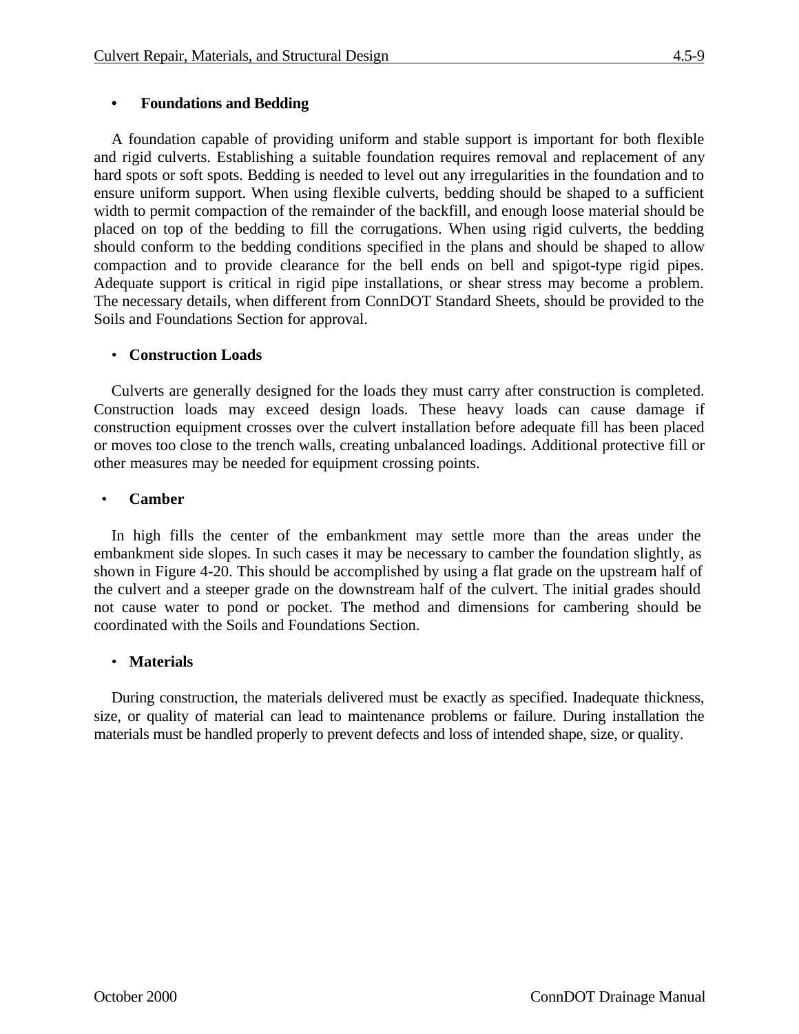- **Foundations and Bedding**

A foundation capable of providing uniform and stable support is important for both flexible and rigid culverts. Establishing a suitable foundation requires removal and replacement of any hard spots or soft spots. Bedding is needed to level out any irregularities in the foundation and to ensure uniform support. When using flexible culverts, bedding should be shaped to a sufficient width to permit compaction of the remainder of the backfill, and enough loose material should be placed on top of the bedding to fill the corrugations. When using rigid culverts, the bedding should conform to the bedding conditions specified in the plans and should be shaped to allow compaction and to provide clearance for the bell ends on bell and spigot-type rigid pipes. Adequate support is critical in rigid pipe installations, or shear stress may become a problem. The necessary details, when different from ConnDOT Standard Sheets, should be provided to the Soils and Foundations Section for approval.

- **Construction Loads**

Culverts are generally designed for the loads they must carry after construction is completed. Construction loads may exceed design loads. These heavy loads can cause damage if construction equipment crosses over the culvert installation before adequate fill has been placed or moves too close to the trench walls, creating unbalanced loadings. Additional protective fill or other measures may be needed for equipment crossing points.

- **Camber**

In high fills the center of the embankment may settle more than the areas under the embankment side slopes. In such cases it may be necessary to camber the foundation slightly, as shown in Figure 4-20. This should be accomplished by using a flat grade on the upstream half of the culvert and a steeper grade on the downstream half of the culvert. The initial grades should not cause water to pond or pocket. The method and dimensions for cambering should be coordinated with the Soils and Foundations Section.

- **Materials**

During construction, the materials delivered must be exactly as specified. Inadequate thickness, size, or quality of material can lead to maintenance problems or failure. During installation the materials must be handled properly to prevent defects and loss of intended shape, size, or quality.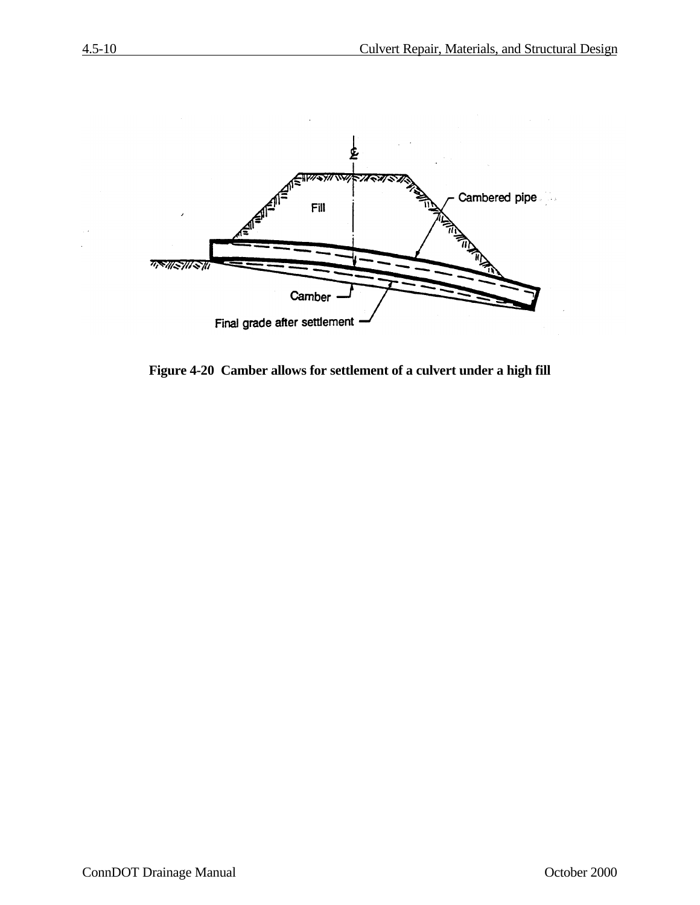℄

Fill

Cambered pipe

Camber

Final grade after settlement

**Figure 4-20 Camber allows for settlement of a culvert under a high fill**